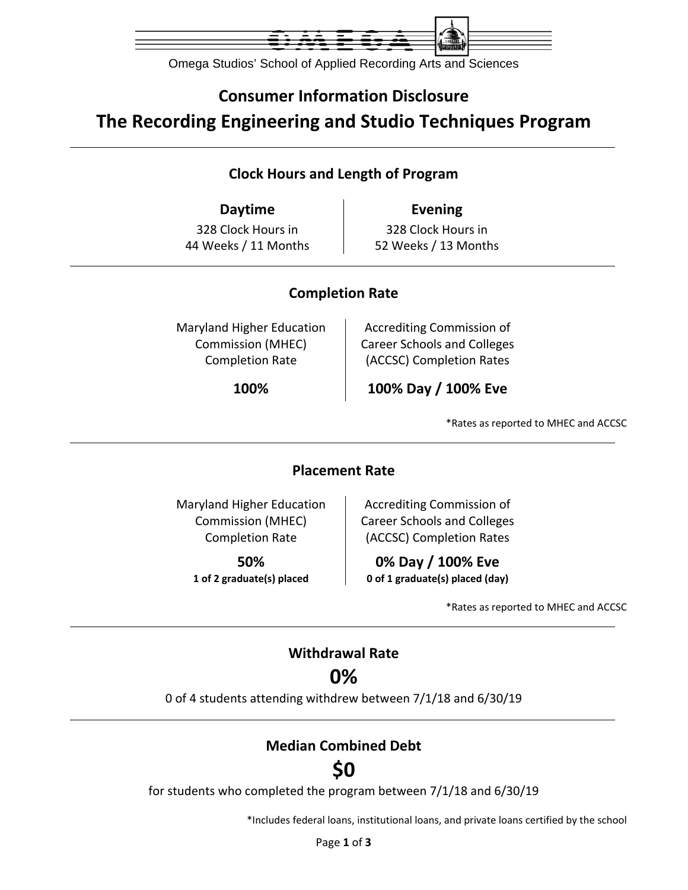Omega Studios' School of Applied Recording Arts and Sciences

# Consumer Information Disclosure

# The Recording Engineering and Studio Techniques Program

## Clock Hours and Length of Program

| Daytime | Evening |
| --- | --- |
| 328 Clock Hours in 44 Weeks / 11 Months | 328 Clock Hours in 52 Weeks / 13 Months |

## Completion Rate

| Maryland Higher Education Commission (MHEC) Completion Rate | Accrediting Commission of Career Schools and Colleges (ACCSC) Completion Rates |
| --- | --- |
| **100%** | **100% Day / 100% Eve** |

*Rates as reported to MHEC and ACCSC

## Placement Rate

| Maryland Higher Education Commission (MHEC) Completion Rate | Accrediting Commission of Career Schools and Colleges (ACCSC) Completion Rates |
| --- | --- |
| **50%** **1 of 2 graduate(s) placed** | **0% Day / 100% Eve** **0 of 1 graduate(s) placed (day)** |

*Rates as reported to MHEC and ACCSC

## Withdrawal Rate

**0%**

0 of 4 students attending withdrew between 7/1/18 and 6/30/19

## Median Combined Debt

**$0**

for students who completed the program between 7/1/18 and 6/30/19

*Includes federal loans, institutional loans, and private loans certified by the school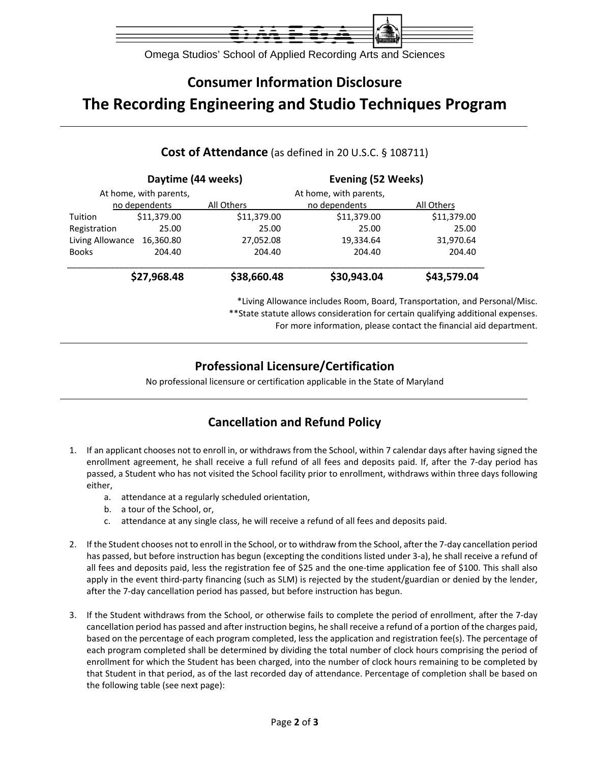Omega Studios' School of Applied Recording Arts and Sciences

# Consumer Information Disclosure

# The Recording Engineering and Studio Techniques Program

## Cost of Attendance (as defined in 20 U.S.C. § 108711)

| | Daytime (44 weeks) | | Evening (52 Weeks) | |
|---|---|---|---|---|
| | At home, with parents, no dependents | All Others | At home, with parents, no dependents | All Others |
| Tuition | $11,379.00 | $11,379.00 | $11,379.00 | $11,379.00 |
| Registration | 25.00 | 25.00 | 25.00 | 25.00 |
| Living Allowance | 16,360.80 | 27,052.08 | 19,334.64 | 31,970.64 |
| Books | 204.40 | 204.40 | 204.40 | 204.40 |
| | **$27,968.48** | **$38,660.48** | **$30,943.04** | **$43,579.04** |

*Living Allowance includes Room, Board, Transportation, and Personal/Misc.
**State statute allows consideration for certain qualifying additional expenses.
For more information, please contact the financial aid department.

## Professional Licensure/Certification

No professional licensure or certification applicable in the State of Maryland

## Cancellation and Refund Policy

1. If an applicant chooses not to enroll in, or withdraws from the School, within 7 calendar days after having signed the enrollment agreement, he shall receive a full refund of all fees and deposits paid. If, after the 7-day period has passed, a Student who has not visited the School facility prior to enrollment, withdraws within three days following either,
   a. attendance at a regularly scheduled orientation,
   b. a tour of the School, or,
   c. attendance at any single class, he will receive a refund of all fees and deposits paid.

2. If the Student chooses not to enroll in the School, or to withdraw from the School, after the 7-day cancellation period has passed, but before instruction has begun (excepting the conditions listed under 3-a), he shall receive a refund of all fees and deposits paid, less the registration fee of $25 and the one-time application fee of $100. This shall also apply in the event third-party financing (such as SLM) is rejected by the student/guardian or denied by the lender, after the 7-day cancellation period has passed, but before instruction has begun.

3. If the Student withdraws from the School, or otherwise fails to complete the period of enrollment, after the 7-day cancellation period has passed and after instruction begins, he shall receive a refund of a portion of the charges paid, based on the percentage of each program completed, less the application and registration fee(s). The percentage of each program completed shall be determined by dividing the total number of clock hours comprising the period of enrollment for which the Student has been charged, into the number of clock hours remaining to be completed by that Student in that period, as of the last recorded day of attendance. Percentage of completion shall be based on the following table (see next page):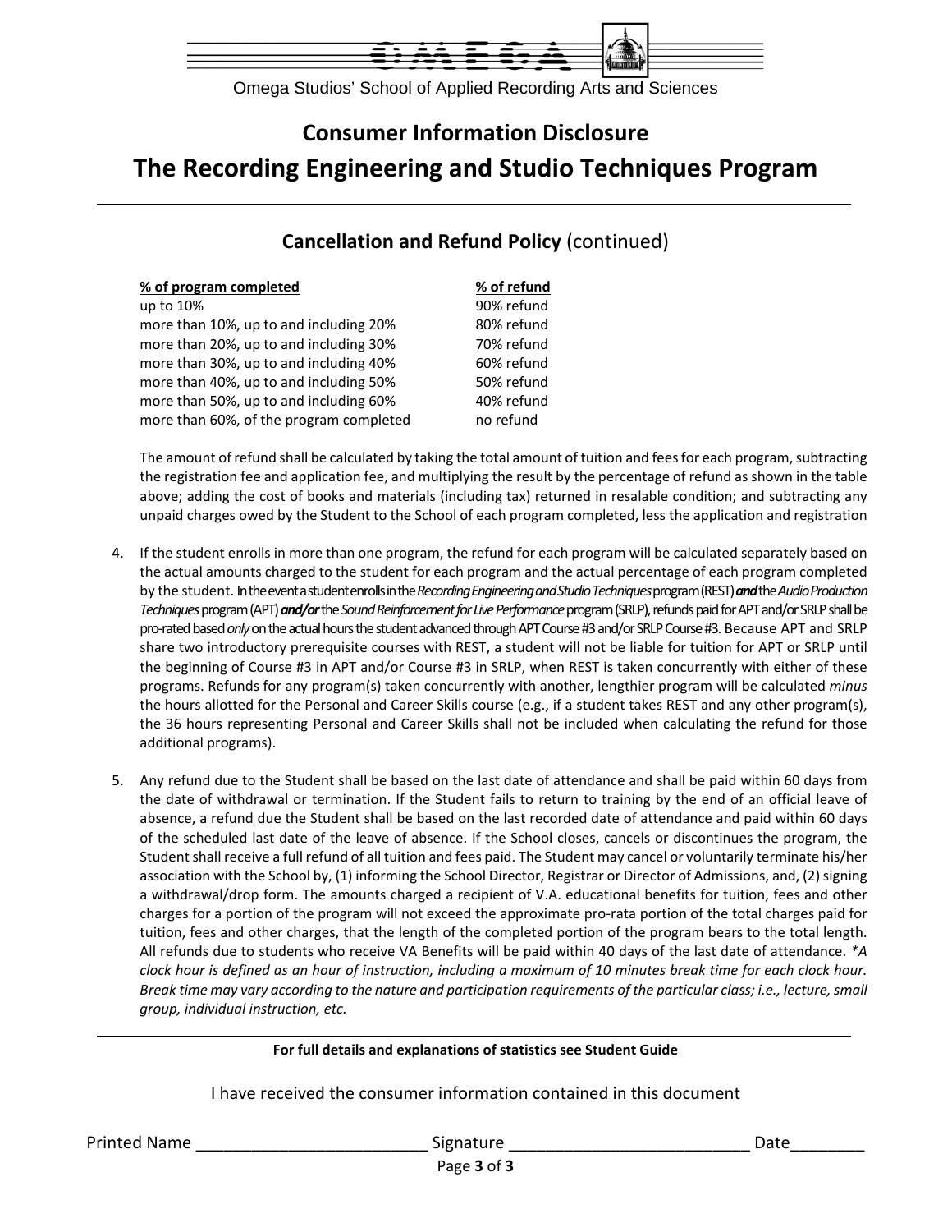Omega Studios' School of Applied Recording Arts and Sciences

## Consumer Information Disclosure

# The Recording Engineering and Studio Techniques Program

### **Cancellation and Refund Policy** (continued)

| % of program completed | % of refund |
| --- | --- |
| up to 10% | 90% refund |
| more than 10%, up to and including 20% | 80% refund |
| more than 20%, up to and including 30% | 70% refund |
| more than 30%, up to and including 40% | 60% refund |
| more than 40%, up to and including 50% | 50% refund |
| more than 50%, up to and including 60% | 40% refund |
| more than 60%, of the program completed | no refund |

The amount of refund shall be calculated by taking the total amount of tuition and fees for each program, subtracting the registration fee and application fee, and multiplying the result by the percentage of refund as shown in the table above; adding the cost of books and materials (including tax) returned in resalable condition; and subtracting any unpaid charges owed by the Student to the School of each program completed, less the application and registration

4. If the student enrolls in more than one program, the refund for each program will be calculated separately based on the actual amounts charged to the student for each program and the actual percentage of each program completed by the student. In the event a student enrolls in the *Recording Engineering and Studio Techniques* program (REST) ***and*** the *Audio Production Techniques* program (APT) ***and/or*** the *Sound Reinforcement for Live Performance* program (SRLP), refunds paid for APT and/or SRLP shall be pro-rated based *only* on the actual hours the student advanced through APT Course #3 and/or SRLP Course #3. Because APT and SRLP share two introductory prerequisite courses with REST, a student will not be liable for tuition for APT or SRLP until the beginning of Course #3 in APT and/or Course #3 in SRLP, when REST is taken concurrently with either of these programs. Refunds for any program(s) taken concurrently with another, lengthier program will be calculated *minus* the hours allotted for the Personal and Career Skills course (e.g., if a student takes REST and any other program(s), the 36 hours representing Personal and Career Skills shall not be included when calculating the refund for those additional programs).

5. Any refund due to the Student shall be based on the last date of attendance and shall be paid within 60 days from the date of withdrawal or termination. If the Student fails to return to training by the end of an official leave of absence, a refund due the Student shall be based on the last recorded date of attendance and paid within 60 days of the scheduled last date of the leave of absence. If the School closes, cancels or discontinues the program, the Student shall receive a full refund of all tuition and fees paid. The Student may cancel or voluntarily terminate his/her association with the School by, (1) informing the School Director, Registrar or Director of Admissions, and, (2) signing a withdrawal/drop form. The amounts charged a recipient of V.A. educational benefits for tuition, fees and other charges for a portion of the program will not exceed the approximate pro-rata portion of the total charges paid for tuition, fees and other charges, that the length of the completed portion of the program bears to the total length. All refunds due to students who receive VA Benefits will be paid within 40 days of the last date of attendance. *\*A clock hour is defined as an hour of instruction, including a maximum of 10 minutes break time for each clock hour. Break time may vary according to the nature and participation requirements of the particular class; i.e., lecture, small group, individual instruction, etc.*

---

**For full details and explanations of statistics see Student Guide**

I have received the consumer information contained in this document

Printed Name ________________________ Signature __________________________ Date________